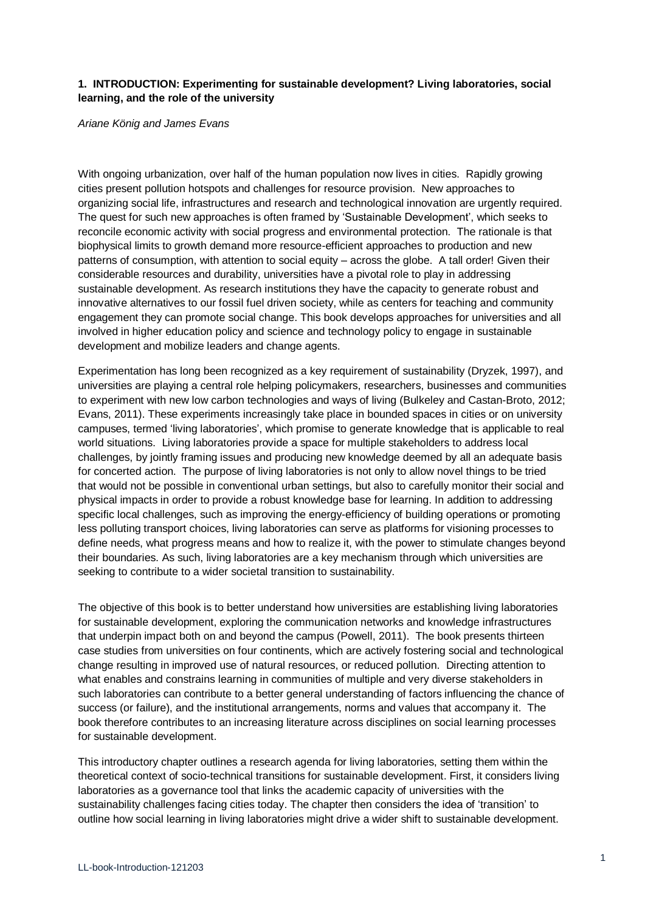## 1. INTRODUCTION: Experimenting for sustainable development? Living laboratories, social learning, and the role of the university

*Ariane König and James Evans*

With ongoing urbanization, over half of the human population now lives in cities. Rapidly growing cities present pollution hotspots and challenges for resource provision. New approaches to organizing social life, infrastructures and research and technological innovation are urgently required. The quest for such new approaches is often framed by 'Sustainable Development', which seeks to reconcile economic activity with social progress and environmental protection. The rationale is that biophysical limits to growth demand more resource-efficient approaches to production and new patterns of consumption, with attention to social equity – across the globe. A tall order! Given their considerable resources and durability, universities have a pivotal role to play in addressing sustainable development. As research institutions they have the capacity to generate robust and innovative alternatives to our fossil fuel driven society, while as centers for teaching and community engagement they can promote social change. This book develops approaches for universities and all involved in higher education policy and science and technology policy to engage in sustainable development and mobilize leaders and change agents.

Experimentation has long been recognized as a key requirement of sustainability (Dryzek, 1997), and universities are playing a central role helping policymakers, researchers, businesses and communities to experiment with new low carbon technologies and ways of living (Bulkeley and Castan-Broto, 2012; Evans, 2011). These experiments increasingly take place in bounded spaces in cities or on university campuses, termed 'living laboratories', which promise to generate knowledge that is applicable to real world situations. Living laboratories provide a space for multiple stakeholders to address local challenges, by jointly framing issues and producing new knowledge deemed by all an adequate basis for concerted action. The purpose of living laboratories is not only to allow novel things to be tried that would not be possible in conventional urban settings, but also to carefully monitor their social and physical impacts in order to provide a robust knowledge base for learning. In addition to addressing specific local challenges, such as improving the energy-efficiency of building operations or promoting less polluting transport choices, living laboratories can serve as platforms for visioning processes to define needs, what progress means and how to realize it, with the power to stimulate changes beyond their boundaries. As such, living laboratories are a key mechanism through which universities are seeking to contribute to a wider societal transition to sustainability.

The objective of this book is to better understand how universities are establishing living laboratories for sustainable development, exploring the communication networks and knowledge infrastructures that underpin impact both on and beyond the campus (Powell, 2011). The book presents thirteen case studies from universities on four continents, which are actively fostering social and technological change resulting in improved use of natural resources, or reduced pollution. Directing attention to what enables and constrains learning in communities of multiple and very diverse stakeholders in such laboratories can contribute to a better general understanding of factors influencing the chance of success (or failure), and the institutional arrangements, norms and values that accompany it. The book therefore contributes to an increasing literature across disciplines on social learning processes for sustainable development.

This introductory chapter outlines a research agenda for living laboratories, setting them within the theoretical context of socio-technical transitions for sustainable development. First, it considers living laboratories as a governance tool that links the academic capacity of universities with the sustainability challenges facing cities today. The chapter then considers the idea of 'transition' to outline how social learning in living laboratories might drive a wider shift to sustainable development.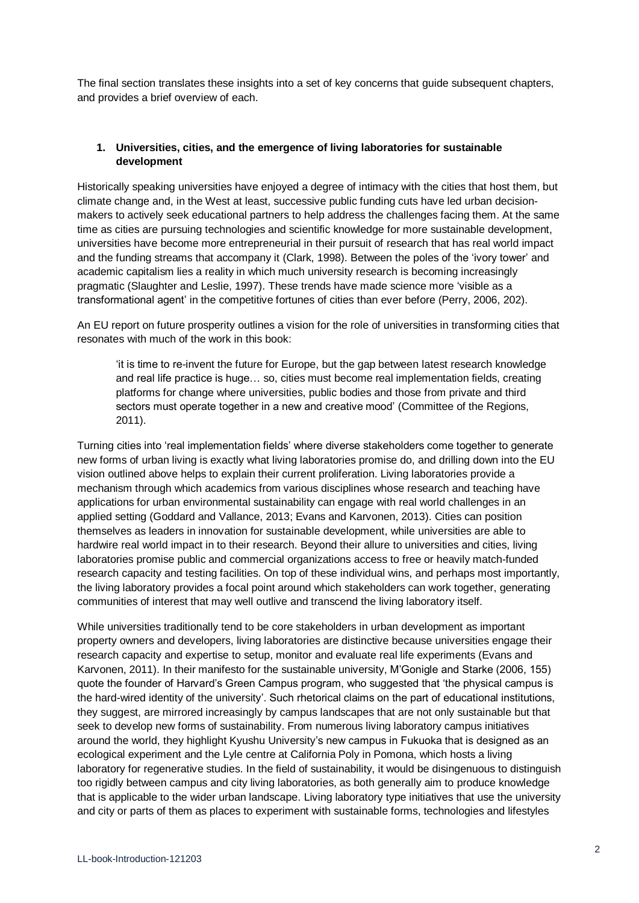The final section translates these insights into a set of key concerns that guide subsequent chapters, and provides a brief overview of each.

## 1. Universities, cities, and the emergence of living laboratories for sustainable development

Historically speaking universities have enjoyed a degree of intimacy with the cities that host them, but climate change and, in the West at least, successive public funding cuts have led urban decision-makers to actively seek educational partners to help address the challenges facing them. At the same time as cities are pursuing technologies and scientific knowledge for more sustainable development, universities have become more entrepreneurial in their pursuit of research that has real world impact and the funding streams that accompany it (Clark, 1998). Between the poles of the 'ivory tower' and academic capitalism lies a reality in which much university research is becoming increasingly pragmatic (Slaughter and Leslie, 1997). These trends have made science more 'visible as a transformational agent' in the competitive fortunes of cities than ever before (Perry, 2006, 202).

An EU report on future prosperity outlines a vision for the role of universities in transforming cities that resonates with much of the work in this book:

> 'it is time to re-invent the future for Europe, but the gap between latest research knowledge and real life practice is huge… so, cities must become real implementation fields, creating platforms for change where universities, public bodies and those from private and third sectors must operate together in a new and creative mood' (Committee of the Regions, 2011).

Turning cities into 'real implementation fields' where diverse stakeholders come together to generate new forms of urban living is exactly what living laboratories promise do, and drilling down into the EU vision outlined above helps to explain their current proliferation. Living laboratories provide a mechanism through which academics from various disciplines whose research and teaching have applications for urban environmental sustainability can engage with real world challenges in an applied setting (Goddard and Vallance, 2013; Evans and Karvonen, 2013). Cities can position themselves as leaders in innovation for sustainable development, while universities are able to hardwire real world impact in to their research. Beyond their allure to universities and cities, living laboratories promise public and commercial organizations access to free or heavily match-funded research capacity and testing facilities. On top of these individual wins, and perhaps most importantly, the living laboratory provides a focal point around which stakeholders can work together, generating communities of interest that may well outlive and transcend the living laboratory itself.

While universities traditionally tend to be core stakeholders in urban development as important property owners and developers, living laboratories are distinctive because universities engage their research capacity and expertise to setup, monitor and evaluate real life experiments (Evans and Karvonen, 2011). In their manifesto for the sustainable university, M'Gonigle and Starke (2006, 155) quote the founder of Harvard's Green Campus program, who suggested that 'the physical campus is the hard-wired identity of the university'. Such rhetorical claims on the part of educational institutions, they suggest, are mirrored increasingly by campus landscapes that are not only sustainable but that seek to develop new forms of sustainability. From numerous living laboratory campus initiatives around the world, they highlight Kyushu University's new campus in Fukuoka that is designed as an ecological experiment and the Lyle centre at California Poly in Pomona, which hosts a living laboratory for regenerative studies. In the field of sustainability, it would be disingenuous to distinguish too rigidly between campus and city living laboratories, as both generally aim to produce knowledge that is applicable to the wider urban landscape. Living laboratory type initiatives that use the university and city or parts of them as places to experiment with sustainable forms, technologies and lifestyles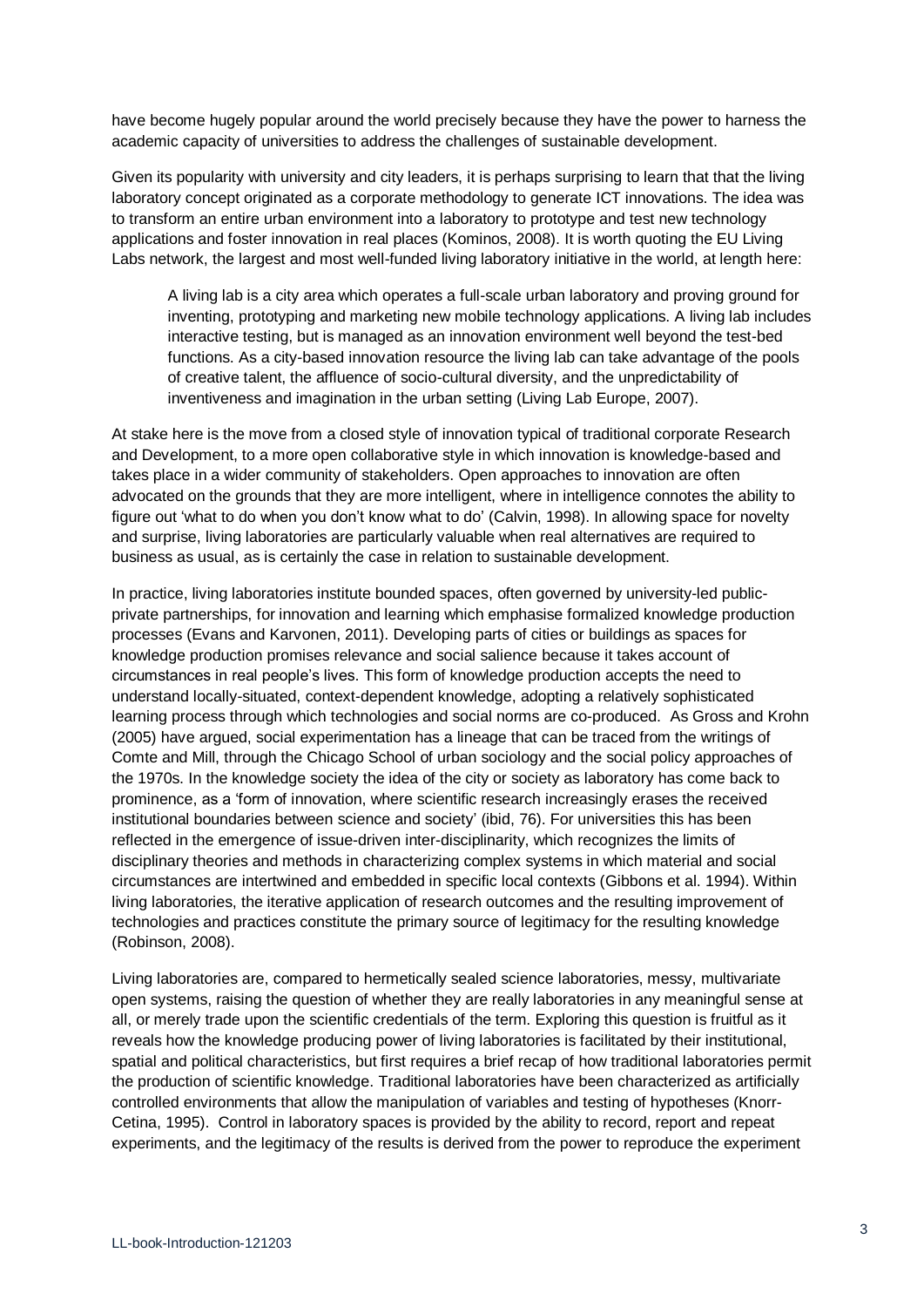have become hugely popular around the world precisely because they have the power to harness the academic capacity of universities to address the challenges of sustainable development.

Given its popularity with university and city leaders, it is perhaps surprising to learn that that the living laboratory concept originated as a corporate methodology to generate ICT innovations. The idea was to transform an entire urban environment into a laboratory to prototype and test new technology applications and foster innovation in real places (Kominos, 2008). It is worth quoting the EU Living Labs network, the largest and most well-funded living laboratory initiative in the world, at length here:

> A living lab is a city area which operates a full-scale urban laboratory and proving ground for inventing, prototyping and marketing new mobile technology applications. A living lab includes interactive testing, but is managed as an innovation environment well beyond the test-bed functions. As a city-based innovation resource the living lab can take advantage of the pools of creative talent, the affluence of socio-cultural diversity, and the unpredictability of inventiveness and imagination in the urban setting (Living Lab Europe, 2007).

At stake here is the move from a closed style of innovation typical of traditional corporate Research and Development, to a more open collaborative style in which innovation is knowledge-based and takes place in a wider community of stakeholders. Open approaches to innovation are often advocated on the grounds that they are more intelligent, where in intelligence connotes the ability to figure out 'what to do when you don't know what to do' (Calvin, 1998). In allowing space for novelty and surprise, living laboratories are particularly valuable when real alternatives are required to business as usual, as is certainly the case in relation to sustainable development.

In practice, living laboratories institute bounded spaces, often governed by university-led public-private partnerships, for innovation and learning which emphasise formalized knowledge production processes (Evans and Karvonen, 2011). Developing parts of cities or buildings as spaces for knowledge production promises relevance and social salience because it takes account of circumstances in real people's lives. This form of knowledge production accepts the need to understand locally-situated, context-dependent knowledge, adopting a relatively sophisticated learning process through which technologies and social norms are co-produced. As Gross and Krohn (2005) have argued, social experimentation has a lineage that can be traced from the writings of Comte and Mill, through the Chicago School of urban sociology and the social policy approaches of the 1970s. In the knowledge society the idea of the city or society as laboratory has come back to prominence, as a 'form of innovation, where scientific research increasingly erases the received institutional boundaries between science and society' (ibid, 76). For universities this has been reflected in the emergence of issue-driven inter-disciplinarity, which recognizes the limits of disciplinary theories and methods in characterizing complex systems in which material and social circumstances are intertwined and embedded in specific local contexts (Gibbons et al. 1994). Within living laboratories, the iterative application of research outcomes and the resulting improvement of technologies and practices constitute the primary source of legitimacy for the resulting knowledge (Robinson, 2008).

Living laboratories are, compared to hermetically sealed science laboratories, messy, multivariate open systems, raising the question of whether they are really laboratories in any meaningful sense at all, or merely trade upon the scientific credentials of the term. Exploring this question is fruitful as it reveals how the knowledge producing power of living laboratories is facilitated by their institutional, spatial and political characteristics, but first requires a brief recap of how traditional laboratories permit the production of scientific knowledge. Traditional laboratories have been characterized as artificially controlled environments that allow the manipulation of variables and testing of hypotheses (Knorr-Cetina, 1995). Control in laboratory spaces is provided by the ability to record, report and repeat experiments, and the legitimacy of the results is derived from the power to reproduce the experiment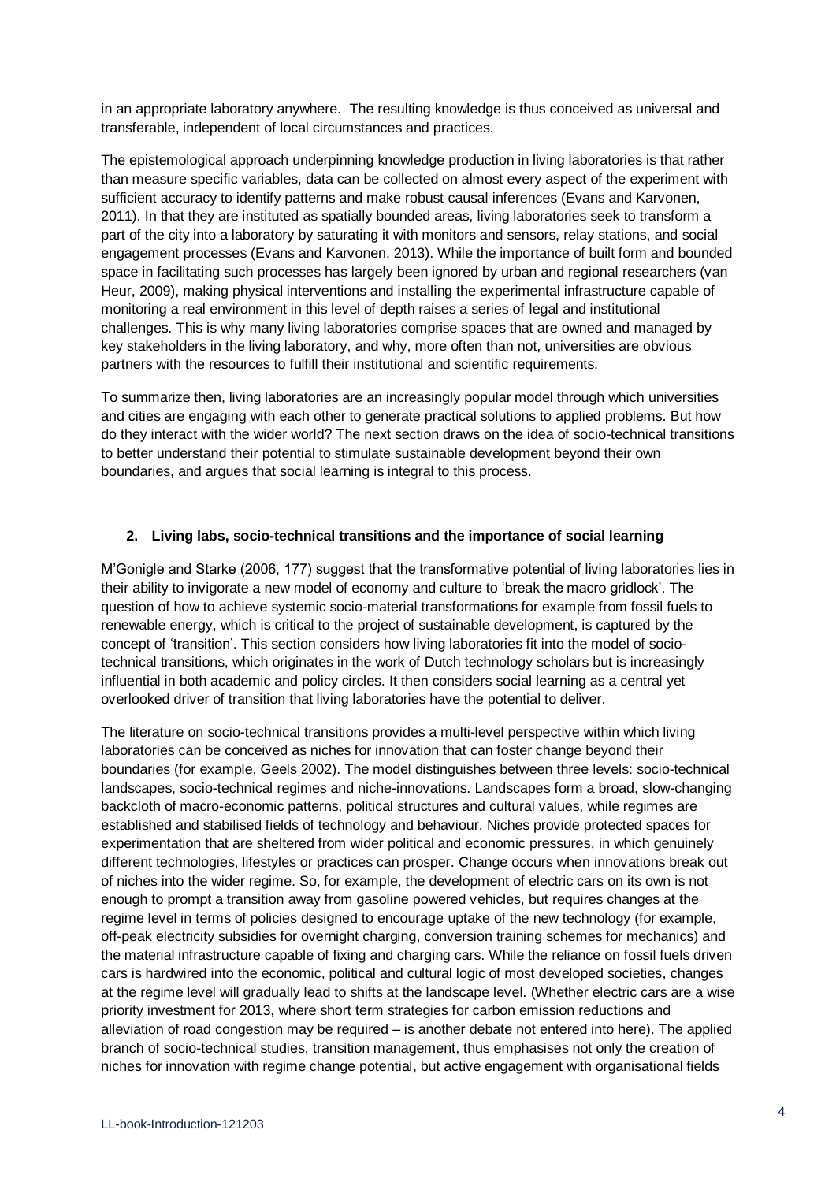in an appropriate laboratory anywhere. The resulting knowledge is thus conceived as universal and transferable, independent of local circumstances and practices.

The epistemological approach underpinning knowledge production in living laboratories is that rather than measure specific variables, data can be collected on almost every aspect of the experiment with sufficient accuracy to identify patterns and make robust causal inferences (Evans and Karvonen, 2011). In that they are instituted as spatially bounded areas, living laboratories seek to transform a part of the city into a laboratory by saturating it with monitors and sensors, relay stations, and social engagement processes (Evans and Karvonen, 2013). While the importance of built form and bounded space in facilitating such processes has largely been ignored by urban and regional researchers (van Heur, 2009), making physical interventions and installing the experimental infrastructure capable of monitoring a real environment in this level of depth raises a series of legal and institutional challenges. This is why many living laboratories comprise spaces that are owned and managed by key stakeholders in the living laboratory, and why, more often than not, universities are obvious partners with the resources to fulfill their institutional and scientific requirements.

To summarize then, living laboratories are an increasingly popular model through which universities and cities are engaging with each other to generate practical solutions to applied problems. But how do they interact with the wider world? The next section draws on the idea of socio-technical transitions to better understand their potential to stimulate sustainable development beyond their own boundaries, and argues that social learning is integral to this process.

## 2. Living labs, socio-technical transitions and the importance of social learning

M'Gonigle and Starke (2006, 177) suggest that the transformative potential of living laboratories lies in their ability to invigorate a new model of economy and culture to 'break the macro gridlock'. The question of how to achieve systemic socio-material transformations for example from fossil fuels to renewable energy, which is critical to the project of sustainable development, is captured by the concept of 'transition'. This section considers how living laboratories fit into the model of socio-technical transitions, which originates in the work of Dutch technology scholars but is increasingly influential in both academic and policy circles. It then considers social learning as a central yet overlooked driver of transition that living laboratories have the potential to deliver.

The literature on socio-technical transitions provides a multi-level perspective within which living laboratories can be conceived as niches for innovation that can foster change beyond their boundaries (for example, Geels 2002). The model distinguishes between three levels: socio-technical landscapes, socio-technical regimes and niche-innovations. Landscapes form a broad, slow-changing backcloth of macro-economic patterns, political structures and cultural values, while regimes are established and stabilised fields of technology and behaviour. Niches provide protected spaces for experimentation that are sheltered from wider political and economic pressures, in which genuinely different technologies, lifestyles or practices can prosper. Change occurs when innovations break out of niches into the wider regime. So, for example, the development of electric cars on its own is not enough to prompt a transition away from gasoline powered vehicles, but requires changes at the regime level in terms of policies designed to encourage uptake of the new technology (for example, off-peak electricity subsidies for overnight charging, conversion training schemes for mechanics) and the material infrastructure capable of fixing and charging cars. While the reliance on fossil fuels driven cars is hardwired into the economic, political and cultural logic of most developed societies, changes at the regime level will gradually lead to shifts at the landscape level. (Whether electric cars are a wise priority investment for 2013, where short term strategies for carbon emission reductions and alleviation of road congestion may be required – is another debate not entered into here). The applied branch of socio-technical studies, transition management, thus emphasises not only the creation of niches for innovation with regime change potential, but active engagement with organisational fields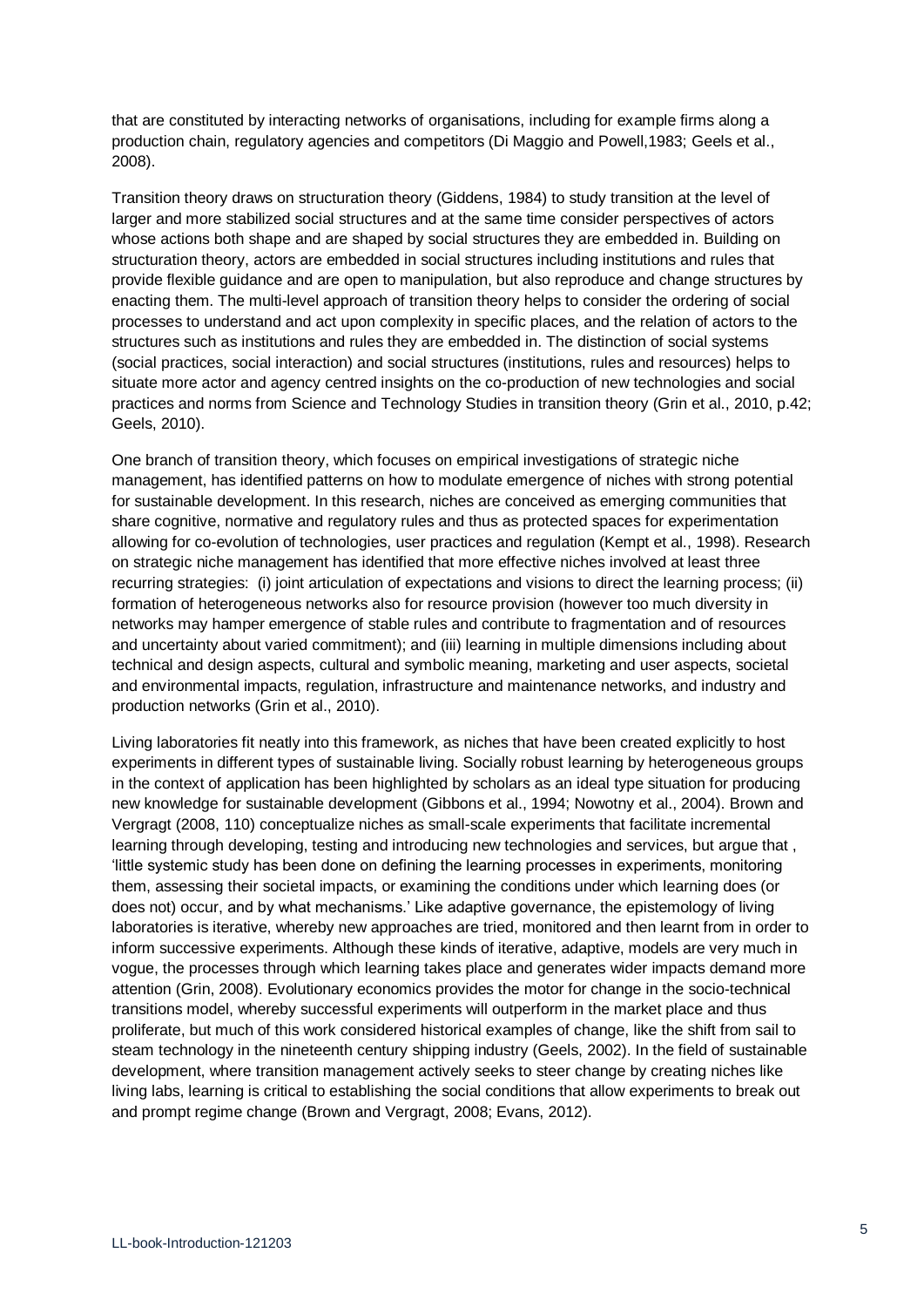that are constituted by interacting networks of organisations, including for example firms along a production chain, regulatory agencies and competitors (Di Maggio and Powell,1983; Geels et al., 2008).

Transition theory draws on structuration theory (Giddens, 1984) to study transition at the level of larger and more stabilized social structures and at the same time consider perspectives of actors whose actions both shape and are shaped by social structures they are embedded in. Building on structuration theory, actors are embedded in social structures including institutions and rules that provide flexible guidance and are open to manipulation, but also reproduce and change structures by enacting them. The multi-level approach of transition theory helps to consider the ordering of social processes to understand and act upon complexity in specific places, and the relation of actors to the structures such as institutions and rules they are embedded in. The distinction of social systems (social practices, social interaction) and social structures (institutions, rules and resources) helps to situate more actor and agency centred insights on the co-production of new technologies and social practices and norms from Science and Technology Studies in transition theory (Grin et al., 2010, p.42; Geels, 2010).

One branch of transition theory, which focuses on empirical investigations of strategic niche management, has identified patterns on how to modulate emergence of niches with strong potential for sustainable development. In this research, niches are conceived as emerging communities that share cognitive, normative and regulatory rules and thus as protected spaces for experimentation allowing for co-evolution of technologies, user practices and regulation (Kempt et al., 1998). Research on strategic niche management has identified that more effective niches involved at least three recurring strategies: (i) joint articulation of expectations and visions to direct the learning process; (ii) formation of heterogeneous networks also for resource provision (however too much diversity in networks may hamper emergence of stable rules and contribute to fragmentation and of resources and uncertainty about varied commitment); and (iii) learning in multiple dimensions including about technical and design aspects, cultural and symbolic meaning, marketing and user aspects, societal and environmental impacts, regulation, infrastructure and maintenance networks, and industry and production networks (Grin et al., 2010).

Living laboratories fit neatly into this framework, as niches that have been created explicitly to host experiments in different types of sustainable living. Socially robust learning by heterogeneous groups in the context of application has been highlighted by scholars as an ideal type situation for producing new knowledge for sustainable development (Gibbons et al., 1994; Nowotny et al., 2004). Brown and Vergragt (2008, 110) conceptualize niches as small-scale experiments that facilitate incremental learning through developing, testing and introducing new technologies and services, but argue that , 'little systemic study has been done on defining the learning processes in experiments, monitoring them, assessing their societal impacts, or examining the conditions under which learning does (or does not) occur, and by what mechanisms.' Like adaptive governance, the epistemology of living laboratories is iterative, whereby new approaches are tried, monitored and then learnt from in order to inform successive experiments. Although these kinds of iterative, adaptive, models are very much in vogue, the processes through which learning takes place and generates wider impacts demand more attention (Grin, 2008). Evolutionary economics provides the motor for change in the socio-technical transitions model, whereby successful experiments will outperform in the market place and thus proliferate, but much of this work considered historical examples of change, like the shift from sail to steam technology in the nineteenth century shipping industry (Geels, 2002). In the field of sustainable development, where transition management actively seeks to steer change by creating niches like living labs, learning is critical to establishing the social conditions that allow experiments to break out and prompt regime change (Brown and Vergragt, 2008; Evans, 2012).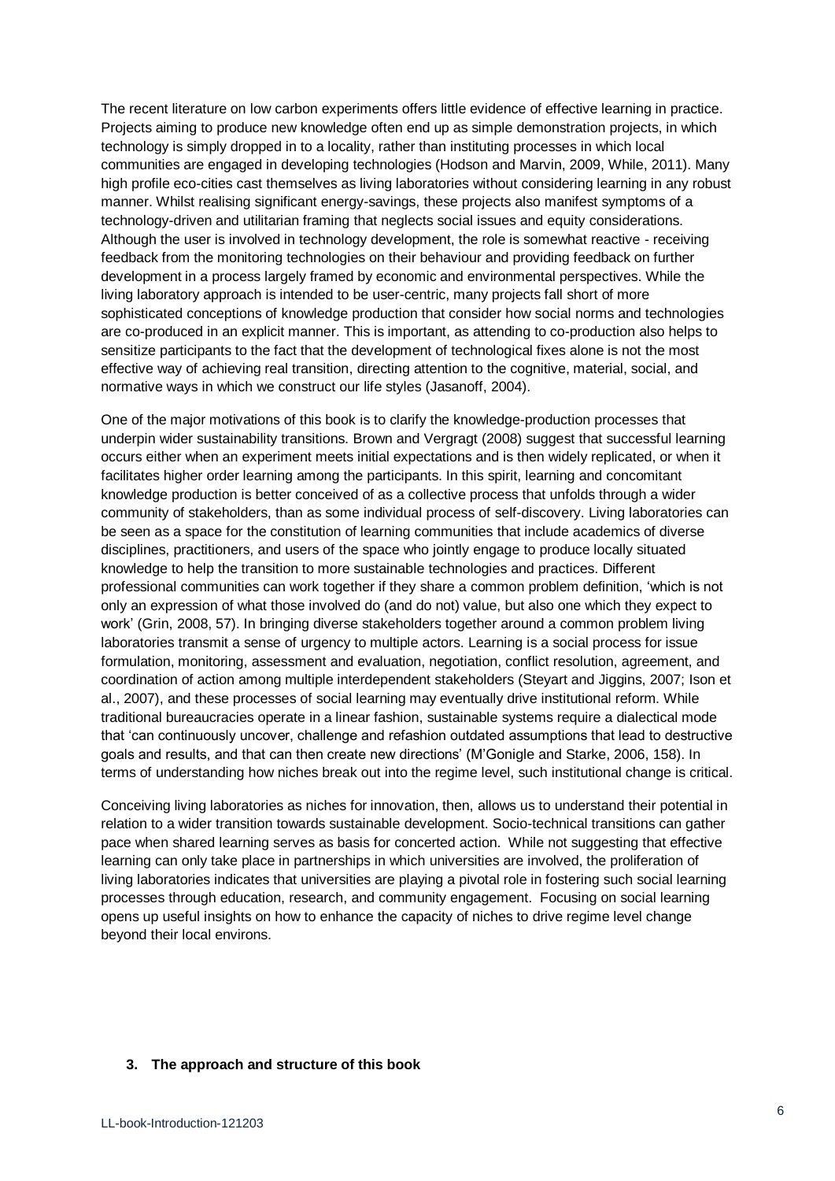The recent literature on low carbon experiments offers little evidence of effective learning in practice. Projects aiming to produce new knowledge often end up as simple demonstration projects, in which technology is simply dropped in to a locality, rather than instituting processes in which local communities are engaged in developing technologies (Hodson and Marvin, 2009, While, 2011). Many high profile eco-cities cast themselves as living laboratories without considering learning in any robust manner. Whilst realising significant energy-savings, these projects also manifest symptoms of a technology-driven and utilitarian framing that neglects social issues and equity considerations. Although the user is involved in technology development, the role is somewhat reactive - receiving feedback from the monitoring technologies on their behaviour and providing feedback on further development in a process largely framed by economic and environmental perspectives. While the living laboratory approach is intended to be user-centric, many projects fall short of more sophisticated conceptions of knowledge production that consider how social norms and technologies are co-produced in an explicit manner. This is important, as attending to co-production also helps to sensitize participants to the fact that the development of technological fixes alone is not the most effective way of achieving real transition, directing attention to the cognitive, material, social, and normative ways in which we construct our life styles (Jasanoff, 2004).

One of the major motivations of this book is to clarify the knowledge-production processes that underpin wider sustainability transitions. Brown and Vergragt (2008) suggest that successful learning occurs either when an experiment meets initial expectations and is then widely replicated, or when it facilitates higher order learning among the participants. In this spirit, learning and concomitant knowledge production is better conceived of as a collective process that unfolds through a wider community of stakeholders, than as some individual process of self-discovery. Living laboratories can be seen as a space for the constitution of learning communities that include academics of diverse disciplines, practitioners, and users of the space who jointly engage to produce locally situated knowledge to help the transition to more sustainable technologies and practices. Different professional communities can work together if they share a common problem definition, 'which is not only an expression of what those involved do (and do not) value, but also one which they expect to work' (Grin, 2008, 57). In bringing diverse stakeholders together around a common problem living laboratories transmit a sense of urgency to multiple actors. Learning is a social process for issue formulation, monitoring, assessment and evaluation, negotiation, conflict resolution, agreement, and coordination of action among multiple interdependent stakeholders (Steyart and Jiggins, 2007; Ison et al., 2007), and these processes of social learning may eventually drive institutional reform. While traditional bureaucracies operate in a linear fashion, sustainable systems require a dialectical mode that 'can continuously uncover, challenge and refashion outdated assumptions that lead to destructive goals and results, and that can then create new directions' (M'Gonigle and Starke, 2006, 158). In terms of understanding how niches break out into the regime level, such institutional change is critical.

Conceiving living laboratories as niches for innovation, then, allows us to understand their potential in relation to a wider transition towards sustainable development. Socio-technical transitions can gather pace when shared learning serves as basis for concerted action. While not suggesting that effective learning can only take place in partnerships in which universities are involved, the proliferation of living laboratories indicates that universities are playing a pivotal role in fostering such social learning processes through education, research, and community engagement. Focusing on social learning opens up useful insights on how to enhance the capacity of niches to drive regime level change beyond their local environs.

## 3. The approach and structure of this book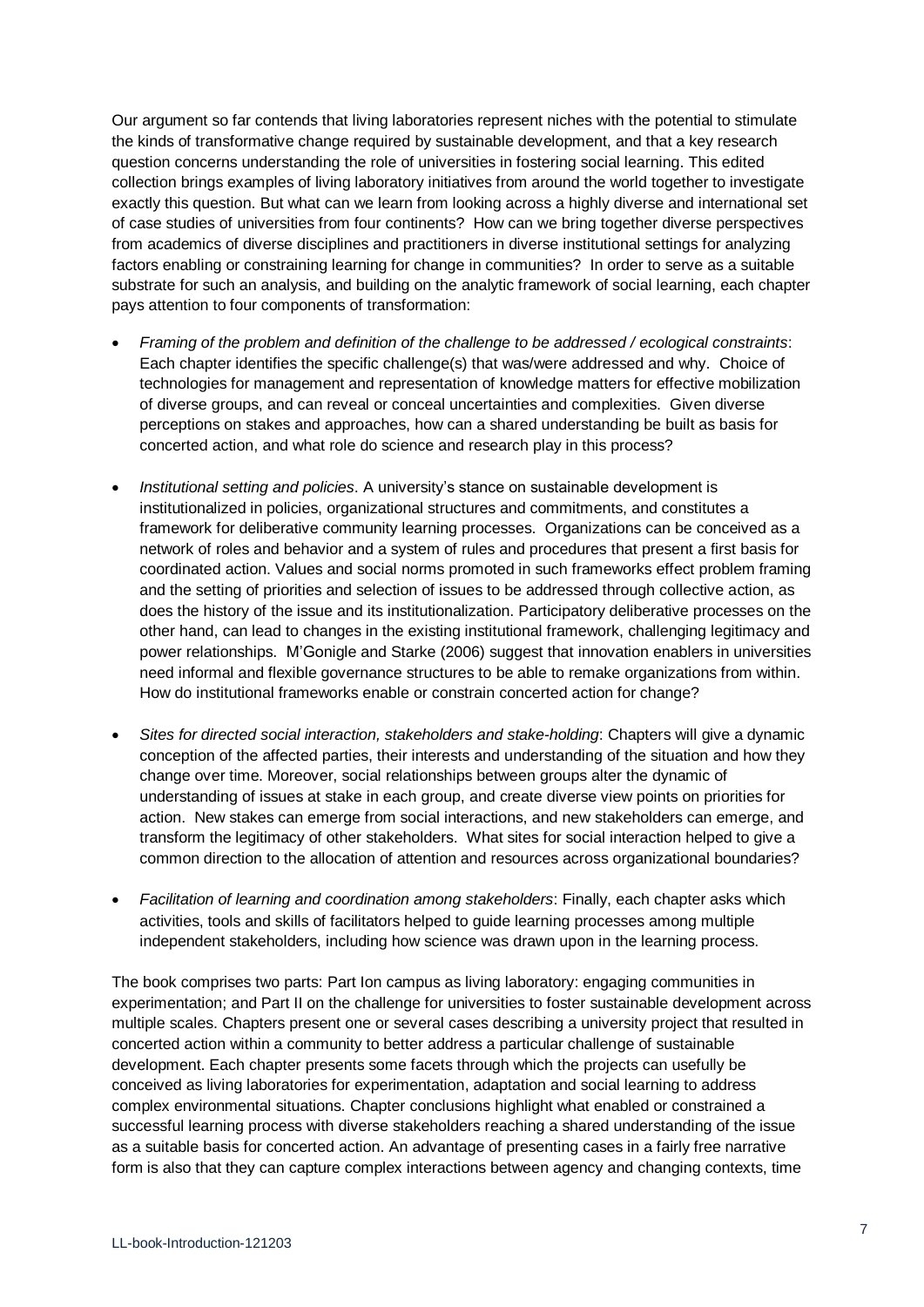Our argument so far contends that living laboratories represent niches with the potential to stimulate the kinds of transformative change required by sustainable development, and that a key research question concerns understanding the role of universities in fostering social learning. This edited collection brings examples of living laboratory initiatives from around the world together to investigate exactly this question. But what can we learn from looking across a highly diverse and international set of case studies of universities from four continents? How can we bring together diverse perspectives from academics of diverse disciplines and practitioners in diverse institutional settings for analyzing factors enabling or constraining learning for change in communities? In order to serve as a suitable substrate for such an analysis, and building on the analytic framework of social learning, each chapter pays attention to four components of transformation:

- *Framing of the problem and definition of the challenge to be addressed / ecological constraints*: Each chapter identifies the specific challenge(s) that was/were addressed and why. Choice of technologies for management and representation of knowledge matters for effective mobilization of diverse groups, and can reveal or conceal uncertainties and complexities. Given diverse perceptions on stakes and approaches, how can a shared understanding be built as basis for concerted action, and what role do science and research play in this process?

- *Institutional setting and policies*. A university's stance on sustainable development is institutionalized in policies, organizational structures and commitments, and constitutes a framework for deliberative community learning processes. Organizations can be conceived as a network of roles and behavior and a system of rules and procedures that present a first basis for coordinated action. Values and social norms promoted in such frameworks effect problem framing and the setting of priorities and selection of issues to be addressed through collective action, as does the history of the issue and its institutionalization. Participatory deliberative processes on the other hand, can lead to changes in the existing institutional framework, challenging legitimacy and power relationships. M'Gonigle and Starke (2006) suggest that innovation enablers in universities need informal and flexible governance structures to be able to remake organizations from within. How do institutional frameworks enable or constrain concerted action for change?

- *Sites for directed social interaction, stakeholders and stake-holding*: Chapters will give a dynamic conception of the affected parties, their interests and understanding of the situation and how they change over time. Moreover, social relationships between groups alter the dynamic of understanding of issues at stake in each group, and create diverse view points on priorities for action. New stakes can emerge from social interactions, and new stakeholders can emerge, and transform the legitimacy of other stakeholders. What sites for social interaction helped to give a common direction to the allocation of attention and resources across organizational boundaries?

- *Facilitation of learning and coordination among stakeholders*: Finally, each chapter asks which activities, tools and skills of facilitators helped to guide learning processes among multiple independent stakeholders, including how science was drawn upon in the learning process.

The book comprises two parts: Part Ion campus as living laboratory: engaging communities in experimentation; and Part II on the challenge for universities to foster sustainable development across multiple scales. Chapters present one or several cases describing a university project that resulted in concerted action within a community to better address a particular challenge of sustainable development. Each chapter presents some facets through which the projects can usefully be conceived as living laboratories for experimentation, adaptation and social learning to address complex environmental situations. Chapter conclusions highlight what enabled or constrained a successful learning process with diverse stakeholders reaching a shared understanding of the issue as a suitable basis for concerted action. An advantage of presenting cases in a fairly free narrative form is also that they can capture complex interactions between agency and changing contexts, time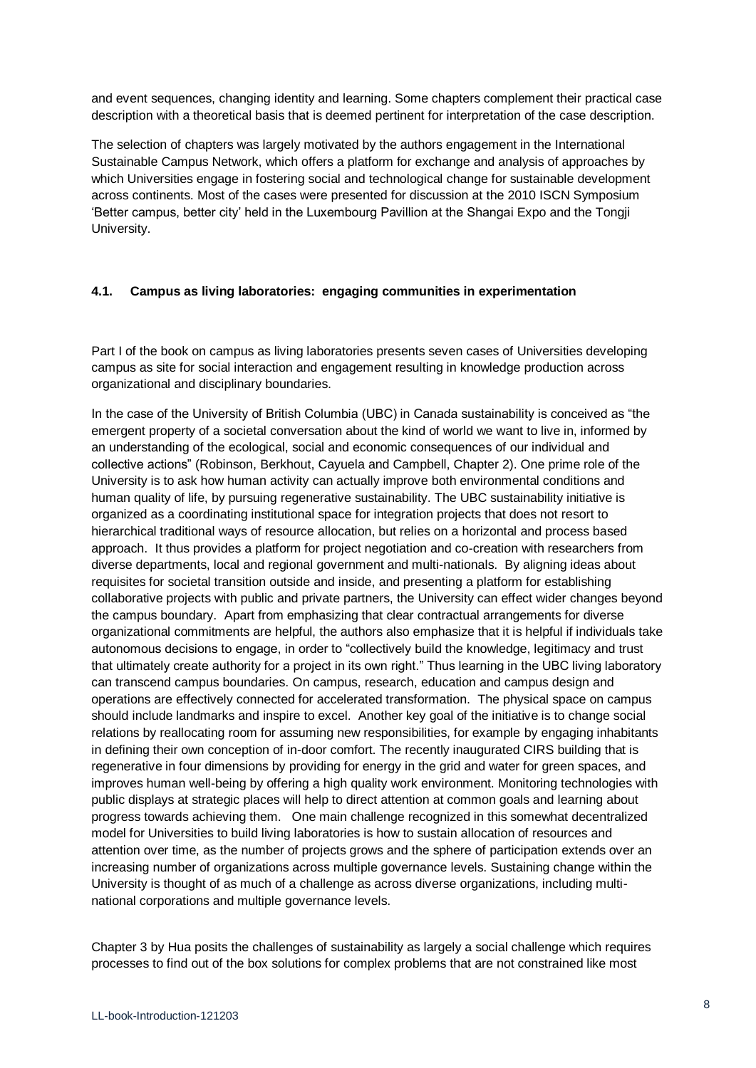and event sequences, changing identity and learning. Some chapters complement their practical case description with a theoretical basis that is deemed pertinent for interpretation of the case description.

The selection of chapters was largely motivated by the authors engagement in the International Sustainable Campus Network, which offers a platform for exchange and analysis of approaches by which Universities engage in fostering social and technological change for sustainable development across continents. Most of the cases were presented for discussion at the 2010 ISCN Symposium 'Better campus, better city' held in the Luxembourg Pavillion at the Shangai Expo and the Tongji University.

#### 4.1. Campus as living laboratories: engaging communities in experimentation

Part I of the book on campus as living laboratories presents seven cases of Universities developing campus as site for social interaction and engagement resulting in knowledge production across organizational and disciplinary boundaries.

In the case of the University of British Columbia (UBC) in Canada sustainability is conceived as "the emergent property of a societal conversation about the kind of world we want to live in, informed by an understanding of the ecological, social and economic consequences of our individual and collective actions" (Robinson, Berkhout, Cayuela and Campbell, Chapter 2). One prime role of the University is to ask how human activity can actually improve both environmental conditions and human quality of life, by pursuing regenerative sustainability. The UBC sustainability initiative is organized as a coordinating institutional space for integration projects that does not resort to hierarchical traditional ways of resource allocation, but relies on a horizontal and process based approach. It thus provides a platform for project negotiation and co-creation with researchers from diverse departments, local and regional government and multi-nationals. By aligning ideas about requisites for societal transition outside and inside, and presenting a platform for establishing collaborative projects with public and private partners, the University can effect wider changes beyond the campus boundary. Apart from emphasizing that clear contractual arrangements for diverse organizational commitments are helpful, the authors also emphasize that it is helpful if individuals take autonomous decisions to engage, in order to "collectively build the knowledge, legitimacy and trust that ultimately create authority for a project in its own right." Thus learning in the UBC living laboratory can transcend campus boundaries. On campus, research, education and campus design and operations are effectively connected for accelerated transformation. The physical space on campus should include landmarks and inspire to excel. Another key goal of the initiative is to change social relations by reallocating room for assuming new responsibilities, for example by engaging inhabitants in defining their own conception of in-door comfort. The recently inaugurated CIRS building that is regenerative in four dimensions by providing for energy in the grid and water for green spaces, and improves human well-being by offering a high quality work environment. Monitoring technologies with public displays at strategic places will help to direct attention at common goals and learning about progress towards achieving them. One main challenge recognized in this somewhat decentralized model for Universities to build living laboratories is how to sustain allocation of resources and attention over time, as the number of projects grows and the sphere of participation extends over an increasing number of organizations across multiple governance levels. Sustaining change within the University is thought of as much of a challenge as across diverse organizations, including multi-national corporations and multiple governance levels.

Chapter 3 by Hua posits the challenges of sustainability as largely a social challenge which requires processes to find out of the box solutions for complex problems that are not constrained like most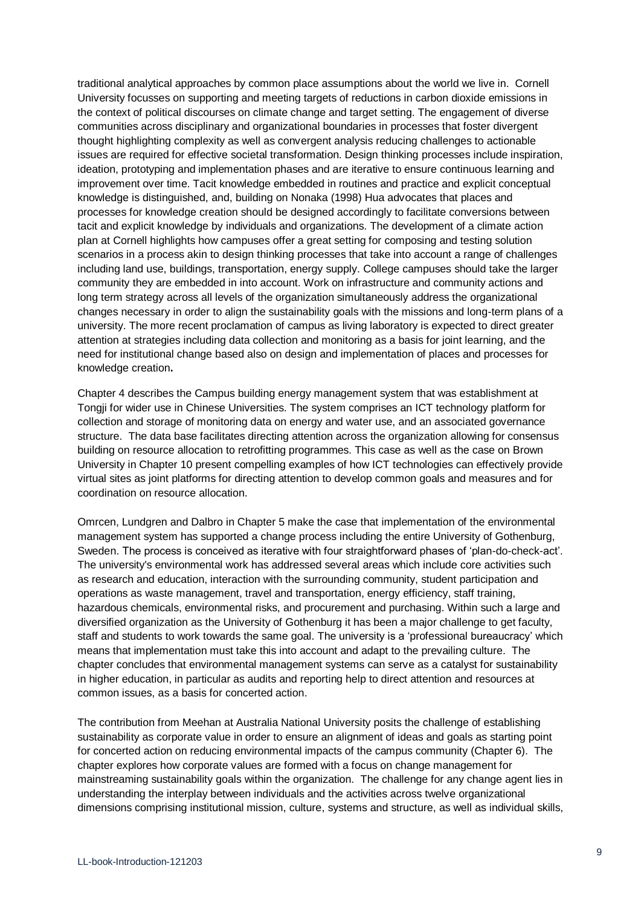traditional analytical approaches by common place assumptions about the world we live in. Cornell University focusses on supporting and meeting targets of reductions in carbon dioxide emissions in the context of political discourses on climate change and target setting. The engagement of diverse communities across disciplinary and organizational boundaries in processes that foster divergent thought highlighting complexity as well as convergent analysis reducing challenges to actionable issues are required for effective societal transformation. Design thinking processes include inspiration, ideation, prototyping and implementation phases and are iterative to ensure continuous learning and improvement over time. Tacit knowledge embedded in routines and practice and explicit conceptual knowledge is distinguished, and, building on Nonaka (1998) Hua advocates that places and processes for knowledge creation should be designed accordingly to facilitate conversions between tacit and explicit knowledge by individuals and organizations. The development of a climate action plan at Cornell highlights how campuses offer a great setting for composing and testing solution scenarios in a process akin to design thinking processes that take into account a range of challenges including land use, buildings, transportation, energy supply. College campuses should take the larger community they are embedded in into account. Work on infrastructure and community actions and long term strategy across all levels of the organization simultaneously address the organizational changes necessary in order to align the sustainability goals with the missions and long-term plans of a university. The more recent proclamation of campus as living laboratory is expected to direct greater attention at strategies including data collection and monitoring as a basis for joint learning, and the need for institutional change based also on design and implementation of places and processes for knowledge creation**.**

Chapter 4 describes the Campus building energy management system that was establishment at Tongji for wider use in Chinese Universities. The system comprises an ICT technology platform for collection and storage of monitoring data on energy and water use, and an associated governance structure. The data base facilitates directing attention across the organization allowing for consensus building on resource allocation to retrofitting programmes. This case as well as the case on Brown University in Chapter 10 present compelling examples of how ICT technologies can effectively provide virtual sites as joint platforms for directing attention to develop common goals and measures and for coordination on resource allocation.

Omrcen, Lundgren and Dalbro in Chapter 5 make the case that implementation of the environmental management system has supported a change process including the entire University of Gothenburg, Sweden. The process is conceived as iterative with four straightforward phases of 'plan-do-check-act'. The university's environmental work has addressed several areas which include core activities such as research and education, interaction with the surrounding community, student participation and operations as waste management, travel and transportation, energy efficiency, staff training, hazardous chemicals, environmental risks, and procurement and purchasing. Within such a large and diversified organization as the University of Gothenburg it has been a major challenge to get faculty, staff and students to work towards the same goal. The university is a 'professional bureaucracy' which means that implementation must take this into account and adapt to the prevailing culture. The chapter concludes that environmental management systems can serve as a catalyst for sustainability in higher education, in particular as audits and reporting help to direct attention and resources at common issues, as a basis for concerted action.

The contribution from Meehan at Australia National University posits the challenge of establishing sustainability as corporate value in order to ensure an alignment of ideas and goals as starting point for concerted action on reducing environmental impacts of the campus community (Chapter 6). The chapter explores how corporate values are formed with a focus on change management for mainstreaming sustainability goals within the organization. The challenge for any change agent lies in understanding the interplay between individuals and the activities across twelve organizational dimensions comprising institutional mission, culture, systems and structure, as well as individual skills,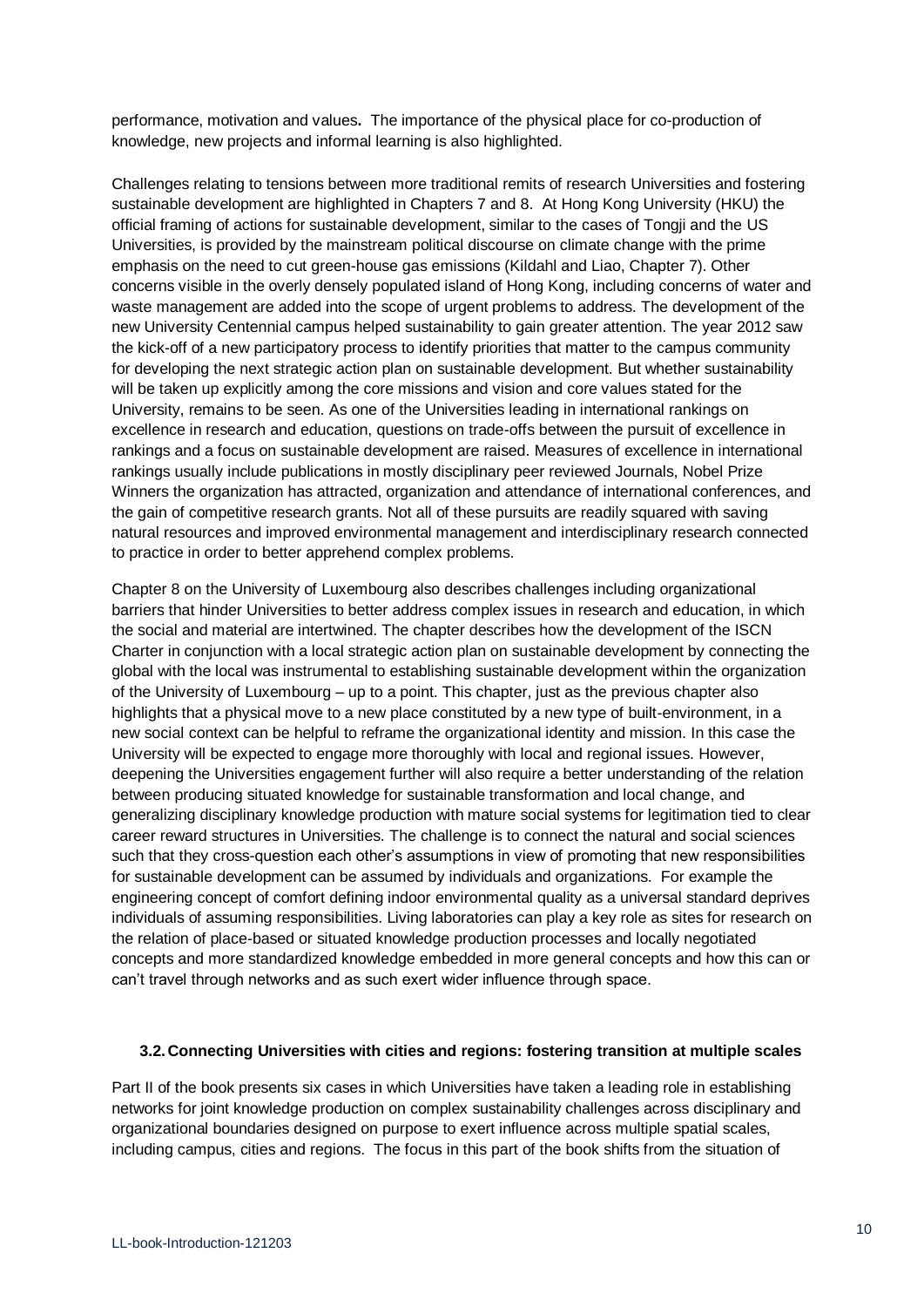performance, motivation and values**.** The importance of the physical place for co-production of knowledge, new projects and informal learning is also highlighted.

Challenges relating to tensions between more traditional remits of research Universities and fostering sustainable development are highlighted in Chapters 7 and 8. At Hong Kong University (HKU) the official framing of actions for sustainable development, similar to the cases of Tongji and the US Universities, is provided by the mainstream political discourse on climate change with the prime emphasis on the need to cut green-house gas emissions (Kildahl and Liao, Chapter 7). Other concerns visible in the overly densely populated island of Hong Kong, including concerns of water and waste management are added into the scope of urgent problems to address. The development of the new University Centennial campus helped sustainability to gain greater attention. The year 2012 saw the kick-off of a new participatory process to identify priorities that matter to the campus community for developing the next strategic action plan on sustainable development. But whether sustainability will be taken up explicitly among the core missions and vision and core values stated for the University, remains to be seen. As one of the Universities leading in international rankings on excellence in research and education, questions on trade-offs between the pursuit of excellence in rankings and a focus on sustainable development are raised. Measures of excellence in international rankings usually include publications in mostly disciplinary peer reviewed Journals, Nobel Prize Winners the organization has attracted, organization and attendance of international conferences, and the gain of competitive research grants. Not all of these pursuits are readily squared with saving natural resources and improved environmental management and interdisciplinary research connected to practice in order to better apprehend complex problems.

Chapter 8 on the University of Luxembourg also describes challenges including organizational barriers that hinder Universities to better address complex issues in research and education, in which the social and material are intertwined. The chapter describes how the development of the ISCN Charter in conjunction with a local strategic action plan on sustainable development by connecting the global with the local was instrumental to establishing sustainable development within the organization of the University of Luxembourg – up to a point. This chapter, just as the previous chapter also highlights that a physical move to a new place constituted by a new type of built-environment, in a new social context can be helpful to reframe the organizational identity and mission. In this case the University will be expected to engage more thoroughly with local and regional issues. However, deepening the Universities engagement further will also require a better understanding of the relation between producing situated knowledge for sustainable transformation and local change, and generalizing disciplinary knowledge production with mature social systems for legitimation tied to clear career reward structures in Universities. The challenge is to connect the natural and social sciences such that they cross-question each other's assumptions in view of promoting that new responsibilities for sustainable development can be assumed by individuals and organizations. For example the engineering concept of comfort defining indoor environmental quality as a universal standard deprives individuals of assuming responsibilities. Living laboratories can play a key role as sites for research on the relation of place-based or situated knowledge production processes and locally negotiated concepts and more standardized knowledge embedded in more general concepts and how this can or can't travel through networks and as such exert wider influence through space.

### 3.2. Connecting Universities with cities and regions: fostering transition at multiple scales

Part II of the book presents six cases in which Universities have taken a leading role in establishing networks for joint knowledge production on complex sustainability challenges across disciplinary and organizational boundaries designed on purpose to exert influence across multiple spatial scales, including campus, cities and regions. The focus in this part of the book shifts from the situation of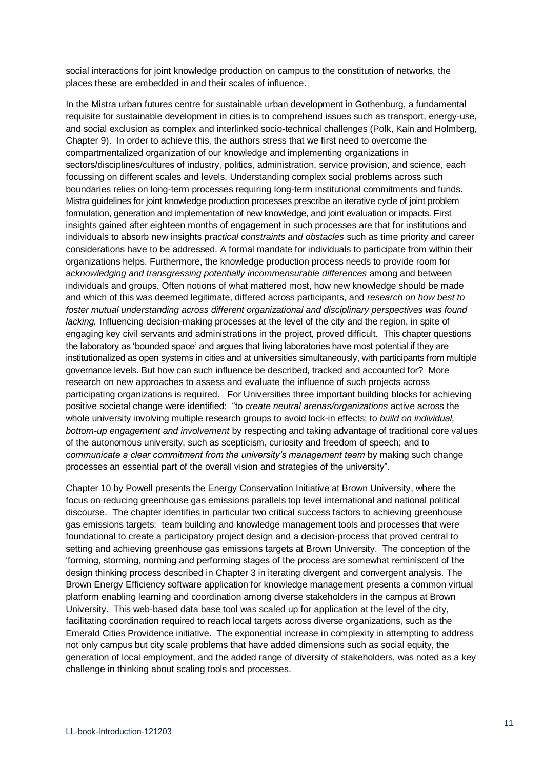social interactions for joint knowledge production on campus to the constitution of networks, the places these are embedded in and their scales of influence.

In the Mistra urban futures centre for sustainable urban development in Gothenburg, a fundamental requisite for sustainable development in cities is to comprehend issues such as transport, energy-use, and social exclusion as complex and interlinked socio-technical challenges (Polk, Kain and Holmberg, Chapter 9). In order to achieve this, the authors stress that we first need to overcome the compartmentalized organization of our knowledge and implementing organizations in sectors/disciplines/cultures of industry, politics, administration, service provision, and science, each focussing on different scales and levels. Understanding complex social problems across such boundaries relies on long-term processes requiring long-term institutional commitments and funds. Mistra guidelines for joint knowledge production processes prescribe an iterative cycle of joint problem formulation, generation and implementation of new knowledge, and joint evaluation or impacts. First insights gained after eighteen months of engagement in such processes are that for institutions and individuals to absorb new insights p*ractical constraints and obstacles* such as time priority and career considerations have to be addressed. A formal mandate for individuals to participate from within their organizations helps. Furthermore, the knowledge production process needs to provide room for a*cknowledging and transgressing potentially incommensurable differences* among and between individuals and groups. Often notions of what mattered most, how new knowledge should be made and which of this was deemed legitimate, differed across participants, and *research on how best to foster mutual understanding across different organizational and disciplinary perspectives was found lacking.* Influencing decision-making processes at the level of the city and the region, in spite of engaging key civil servants and administrations in the project, proved difficult. This chapter questions the laboratory as 'bounded space' and argues that living laboratories have most potential if they are institutionalized as open systems in cities and at universities simultaneously, with participants from multiple governance levels. But how can such influence be described, tracked and accounted for? More research on new approaches to assess and evaluate the influence of such projects across participating organizations is required. For Universities three important building blocks for achieving positive societal change were identified: "to *create neutral arenas/organizations* active across the whole university involving multiple research groups to avoid lock-in effects; to *build on individual, bottom-up engagement and involvement* by respecting and taking advantage of traditional core values of the autonomous university, such as scepticism, curiosity and freedom of speech; and to c*ommunicate a clear commitment from the university's management team* by making such change processes an essential part of the overall vision and strategies of the university".

Chapter 10 by Powell presents the Energy Conservation Initiative at Brown University, where the focus on reducing greenhouse gas emissions parallels top level international and national political discourse. The chapter identifies in particular two critical success factors to achieving greenhouse gas emissions targets: team building and knowledge management tools and processes that were foundational to create a participatory project design and a decision-process that proved central to setting and achieving greenhouse gas emissions targets at Brown University. The conception of the 'forming, storming, norming and performing stages of the process are somewhat reminiscent of the design thinking process described in Chapter 3 in iterating divergent and convergent analysis. The Brown Energy Efficiency software application for knowledge management presents a common virtual platform enabling learning and coordination among diverse stakeholders in the campus at Brown University. This web-based data base tool was scaled up for application at the level of the city, facilitating coordination required to reach local targets across diverse organizations, such as the Emerald Cities Providence initiative. The exponential increase in complexity in attempting to address not only campus but city scale problems that have added dimensions such as social equity, the generation of local employment, and the added range of diversity of stakeholders, was noted as a key challenge in thinking about scaling tools and processes.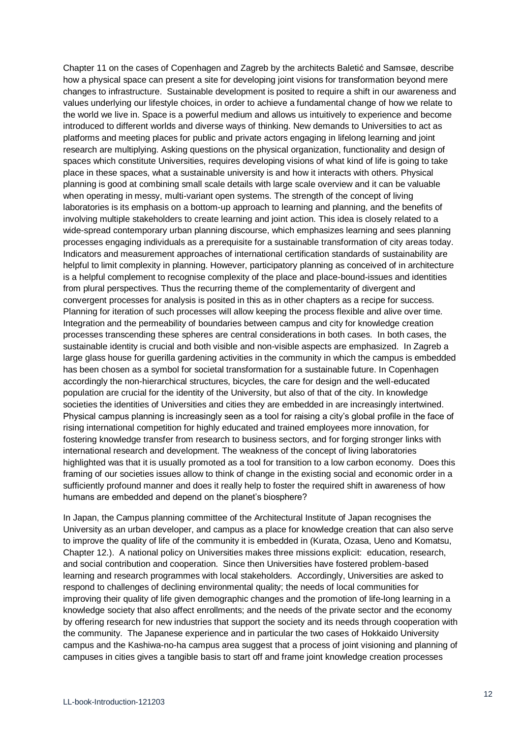Chapter 11 on the cases of Copenhagen and Zagreb by the architects Baletić and Samsøe, describe how a physical space can present a site for developing joint visions for transformation beyond mere changes to infrastructure. Sustainable development is posited to require a shift in our awareness and values underlying our lifestyle choices, in order to achieve a fundamental change of how we relate to the world we live in. Space is a powerful medium and allows us intuitively to experience and become introduced to different worlds and diverse ways of thinking. New demands to Universities to act as platforms and meeting places for public and private actors engaging in lifelong learning and joint research are multiplying. Asking questions on the physical organization, functionality and design of spaces which constitute Universities, requires developing visions of what kind of life is going to take place in these spaces, what a sustainable university is and how it interacts with others. Physical planning is good at combining small scale details with large scale overview and it can be valuable when operating in messy, multi-variant open systems. The strength of the concept of living laboratories is its emphasis on a bottom-up approach to learning and planning, and the benefits of involving multiple stakeholders to create learning and joint action. This idea is closely related to a wide-spread contemporary urban planning discourse, which emphasizes learning and sees planning processes engaging individuals as a prerequisite for a sustainable transformation of city areas today. Indicators and measurement approaches of international certification standards of sustainability are helpful to limit complexity in planning. However, participatory planning as conceived of in architecture is a helpful complement to recognise complexity of the place and place-bound-issues and identities from plural perspectives. Thus the recurring theme of the complementarity of divergent and convergent processes for analysis is posited in this as in other chapters as a recipe for success. Planning for iteration of such processes will allow keeping the process flexible and alive over time. Integration and the permeability of boundaries between campus and city for knowledge creation processes transcending these spheres are central considerations in both cases. In both cases, the sustainable identity is crucial and both visible and non-visible aspects are emphasized. In Zagreb a large glass house for guerilla gardening activities in the community in which the campus is embedded has been chosen as a symbol for societal transformation for a sustainable future. In Copenhagen accordingly the non-hierarchical structures, bicycles, the care for design and the well-educated population are crucial for the identity of the University, but also of that of the city. In knowledge societies the identities of Universities and cities they are embedded in are increasingly intertwined. Physical campus planning is increasingly seen as a tool for raising a city's global profile in the face of rising international competition for highly educated and trained employees more innovation, for fostering knowledge transfer from research to business sectors, and for forging stronger links with international research and development. The weakness of the concept of living laboratories highlighted was that it is usually promoted as a tool for transition to a low carbon economy. Does this framing of our societies issues allow to think of change in the existing social and economic order in a sufficiently profound manner and does it really help to foster the required shift in awareness of how humans are embedded and depend on the planet's biosphere?

In Japan, the Campus planning committee of the Architectural Institute of Japan recognises the University as an urban developer, and campus as a place for knowledge creation that can also serve to improve the quality of life of the community it is embedded in (Kurata, Ozasa, Ueno and Komatsu, Chapter 12.). A national policy on Universities makes three missions explicit: education, research, and social contribution and cooperation. Since then Universities have fostered problem-based learning and research programmes with local stakeholders. Accordingly, Universities are asked to respond to challenges of declining environmental quality; the needs of local communities for improving their quality of life given demographic changes and the promotion of life-long learning in a knowledge society that also affect enrollments; and the needs of the private sector and the economy by offering research for new industries that support the society and its needs through cooperation with the community. The Japanese experience and in particular the two cases of Hokkaido University campus and the Kashiwa-no-ha campus area suggest that a process of joint visioning and planning of campuses in cities gives a tangible basis to start off and frame joint knowledge creation processes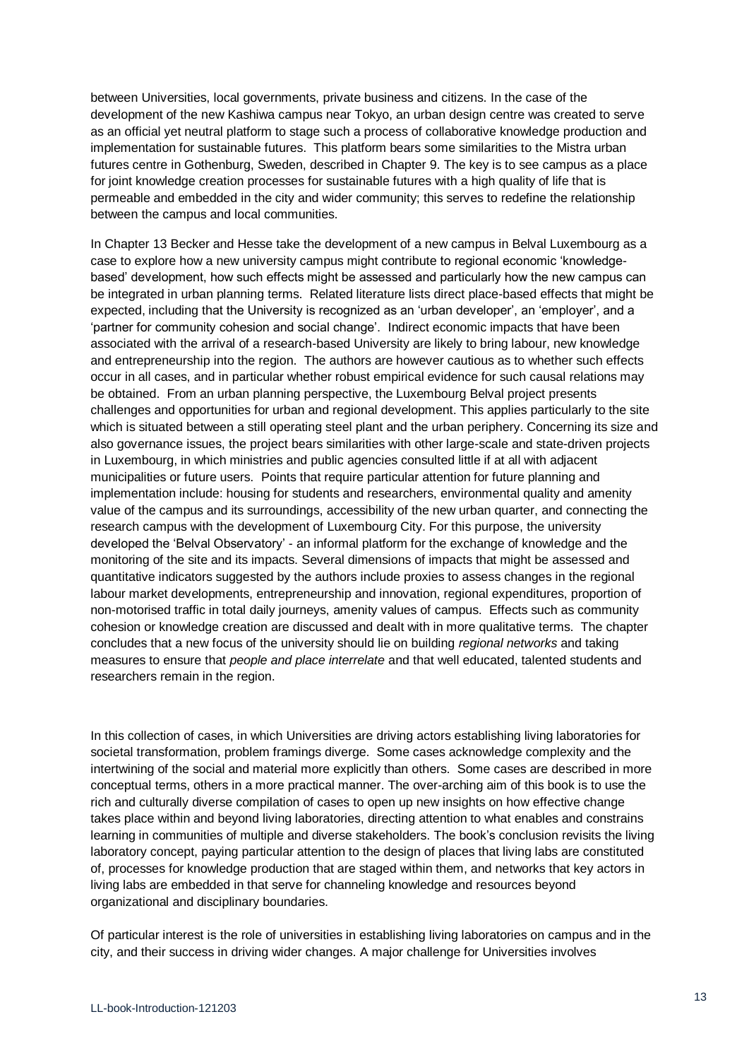between Universities, local governments, private business and citizens. In the case of the development of the new Kashiwa campus near Tokyo, an urban design centre was created to serve as an official yet neutral platform to stage such a process of collaborative knowledge production and implementation for sustainable futures. This platform bears some similarities to the Mistra urban futures centre in Gothenburg, Sweden, described in Chapter 9. The key is to see campus as a place for joint knowledge creation processes for sustainable futures with a high quality of life that is permeable and embedded in the city and wider community; this serves to redefine the relationship between the campus and local communities.

In Chapter 13 Becker and Hesse take the development of a new campus in Belval Luxembourg as a case to explore how a new university campus might contribute to regional economic 'knowledge-based' development, how such effects might be assessed and particularly how the new campus can be integrated in urban planning terms. Related literature lists direct place-based effects that might be expected, including that the University is recognized as an 'urban developer', an 'employer', and a 'partner for community cohesion and social change'. Indirect economic impacts that have been associated with the arrival of a research-based University are likely to bring labour, new knowledge and entrepreneurship into the region. The authors are however cautious as to whether such effects occur in all cases, and in particular whether robust empirical evidence for such causal relations may be obtained. From an urban planning perspective, the Luxembourg Belval project presents challenges and opportunities for urban and regional development. This applies particularly to the site which is situated between a still operating steel plant and the urban periphery. Concerning its size and also governance issues, the project bears similarities with other large-scale and state-driven projects in Luxembourg, in which ministries and public agencies consulted little if at all with adjacent municipalities or future users. Points that require particular attention for future planning and implementation include: housing for students and researchers, environmental quality and amenity value of the campus and its surroundings, accessibility of the new urban quarter, and connecting the research campus with the development of Luxembourg City. For this purpose, the university developed the 'Belval Observatory' - an informal platform for the exchange of knowledge and the monitoring of the site and its impacts. Several dimensions of impacts that might be assessed and quantitative indicators suggested by the authors include proxies to assess changes in the regional labour market developments, entrepreneurship and innovation, regional expenditures, proportion of non-motorised traffic in total daily journeys, amenity values of campus. Effects such as community cohesion or knowledge creation are discussed and dealt with in more qualitative terms. The chapter concludes that a new focus of the university should lie on building *regional networks* and taking measures to ensure that *people and place interrelate* and that well educated, talented students and researchers remain in the region.

In this collection of cases, in which Universities are driving actors establishing living laboratories for societal transformation, problem framings diverge. Some cases acknowledge complexity and the intertwining of the social and material more explicitly than others. Some cases are described in more conceptual terms, others in a more practical manner. The over-arching aim of this book is to use the rich and culturally diverse compilation of cases to open up new insights on how effective change takes place within and beyond living laboratories, directing attention to what enables and constrains learning in communities of multiple and diverse stakeholders. The book's conclusion revisits the living laboratory concept, paying particular attention to the design of places that living labs are constituted of, processes for knowledge production that are staged within them, and networks that key actors in living labs are embedded in that serve for channeling knowledge and resources beyond organizational and disciplinary boundaries.

Of particular interest is the role of universities in establishing living laboratories on campus and in the city, and their success in driving wider changes. A major challenge for Universities involves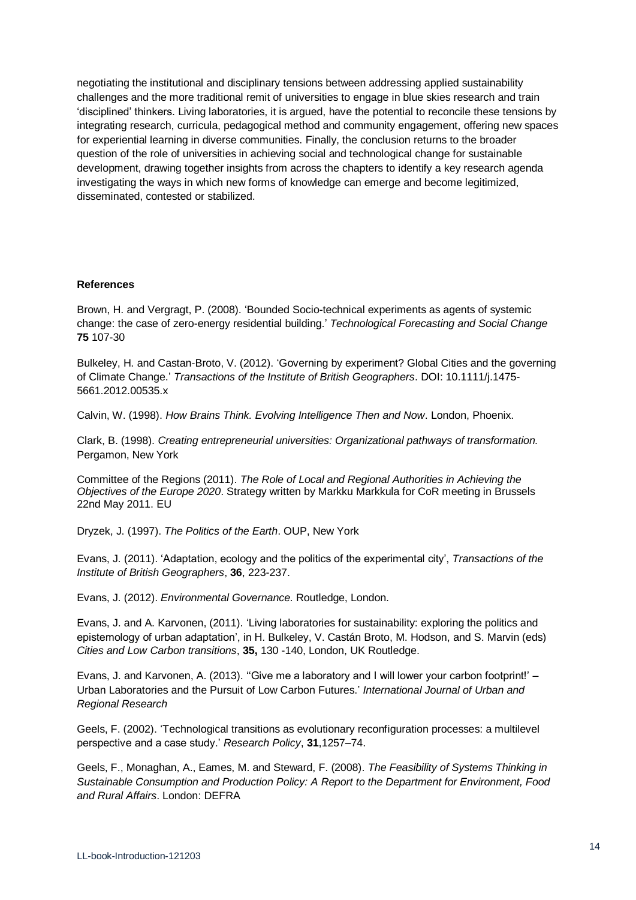negotiating the institutional and disciplinary tensions between addressing applied sustainability challenges and the more traditional remit of universities to engage in blue skies research and train 'disciplined' thinkers. Living laboratories, it is argued, have the potential to reconcile these tensions by integrating research, curricula, pedagogical method and community engagement, offering new spaces for experiential learning in diverse communities. Finally, the conclusion returns to the broader question of the role of universities in achieving social and technological change for sustainable development, drawing together insights from across the chapters to identify a key research agenda investigating the ways in which new forms of knowledge can emerge and become legitimized, disseminated, contested or stabilized.

**References**

Brown, H. and Vergragt, P. (2008). 'Bounded Socio-technical experiments as agents of systemic change: the case of zero-energy residential building.' *Technological Forecasting and Social Change* **75** 107-30

Bulkeley, H. and Castan-Broto, V. (2012). 'Governing by experiment? Global Cities and the governing of Climate Change.' *Transactions of the Institute of British Geographers*. DOI: 10.1111/j.1475-5661.2012.00535.x

Calvin, W. (1998). *How Brains Think. Evolving Intelligence Then and Now*. London, Phoenix.

Clark, B. (1998). *Creating entrepreneurial universities: Organizational pathways of transformation.* Pergamon, New York

Committee of the Regions (2011). *The Role of Local and Regional Authorities in Achieving the Objectives of the Europe 2020*. Strategy written by Markku Markkula for CoR meeting in Brussels 22nd May 2011. EU

Dryzek, J. (1997). *The Politics of the Earth*. OUP, New York

Evans, J. (2011). 'Adaptation, ecology and the politics of the experimental city', *Transactions of the Institute of British Geographers*, **36**, 223-237.

Evans, J. (2012). *Environmental Governance.* Routledge, London.

Evans, J. and A. Karvonen, (2011). 'Living laboratories for sustainability: exploring the politics and epistemology of urban adaptation', in H. Bulkeley, V. Castán Broto, M. Hodson, and S. Marvin (eds) *Cities and Low Carbon transitions*, **35,** 130 -140, London, UK Routledge.

Evans, J. and Karvonen, A. (2013). ''Give me a laboratory and I will lower your carbon footprint!' – Urban Laboratories and the Pursuit of Low Carbon Futures.' *International Journal of Urban and Regional Research*

Geels, F. (2002). 'Technological transitions as evolutionary reconfiguration processes: a multilevel perspective and a case study.' *Research Policy*, **31**,1257–74.

Geels, F., Monaghan, A., Eames, M. and Steward, F. (2008). *The Feasibility of Systems Thinking in Sustainable Consumption and Production Policy: A Report to the Department for Environment, Food and Rural Affairs*. London: DEFRA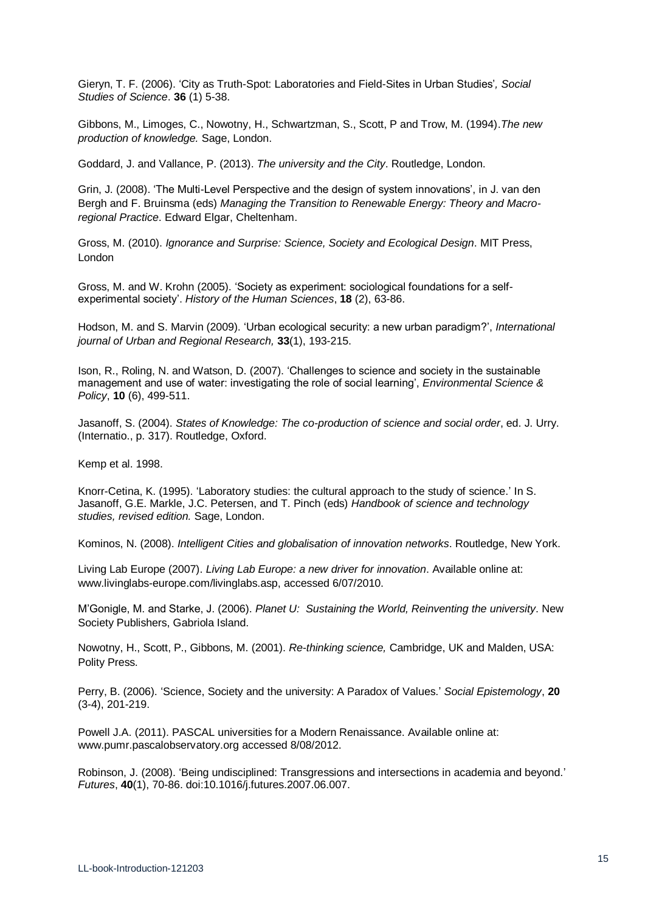Gieryn, T. F. (2006). 'City as Truth-Spot: Laboratories and Field-Sites in Urban Studies', *Social Studies of Science*. **36** (1) 5-38.

Gibbons, M., Limoges, C., Nowotny, H., Schwartzman, S., Scott, P and Trow, M. (1994).*The new production of knowledge.* Sage, London.

Goddard, J. and Vallance, P. (2013). *The university and the City*. Routledge, London.

Grin, J. (2008). 'The Multi-Level Perspective and the design of system innovations', in J. van den Bergh and F. Bruinsma (eds) *Managing the Transition to Renewable Energy: Theory and Macro-regional Practice*. Edward Elgar, Cheltenham.

Gross, M. (2010). *Ignorance and Surprise: Science, Society and Ecological Design*. MIT Press, London

Gross, M. and W. Krohn (2005). 'Society as experiment: sociological foundations for a self-experimental society'. *History of the Human Sciences*, **18** (2), 63-86.

Hodson, M. and S. Marvin (2009). 'Urban ecological security: a new urban paradigm?', *International journal of Urban and Regional Research,* **33**(1), 193-215.

Ison, R., Roling, N. and Watson, D. (2007). 'Challenges to science and society in the sustainable management and use of water: investigating the role of social learning', *Environmental Science & Policy*, **10** (6), 499-511.

Jasanoff, S. (2004). *States of Knowledge: The co-production of science and social order*, ed. J. Urry. (Internatio., p. 317). Routledge, Oxford.

Kemp et al. 1998.

Knorr-Cetina, K. (1995). 'Laboratory studies: the cultural approach to the study of science.' In S. Jasanoff, G.E. Markle, J.C. Petersen, and T. Pinch (eds) *Handbook of science and technology studies, revised edition.* Sage, London.

Kominos, N. (2008). *Intelligent Cities and globalisation of innovation networks*. Routledge, New York.

Living Lab Europe (2007). *Living Lab Europe: a new driver for innovation*. Available online at: www.livinglabs-europe.com/livinglabs.asp, accessed 6/07/2010.

M'Gonigle, M. and Starke, J. (2006). *Planet U: Sustaining the World, Reinventing the university*. New Society Publishers, Gabriola Island.

Nowotny, H., Scott, P., Gibbons, M. (2001). *Re-thinking science,* Cambridge, UK and Malden, USA: Polity Press.

Perry, B. (2006). 'Science, Society and the university: A Paradox of Values.' *Social Epistemology*, **20** (3-4), 201-219.

Powell J.A. (2011). PASCAL universities for a Modern Renaissance. Available online at: www.pumr.pascalobservatory.org accessed 8/08/2012.

Robinson, J. (2008). 'Being undisciplined: Transgressions and intersections in academia and beyond.' *Futures*, **40**(1), 70-86. doi:10.1016/j.futures.2007.06.007.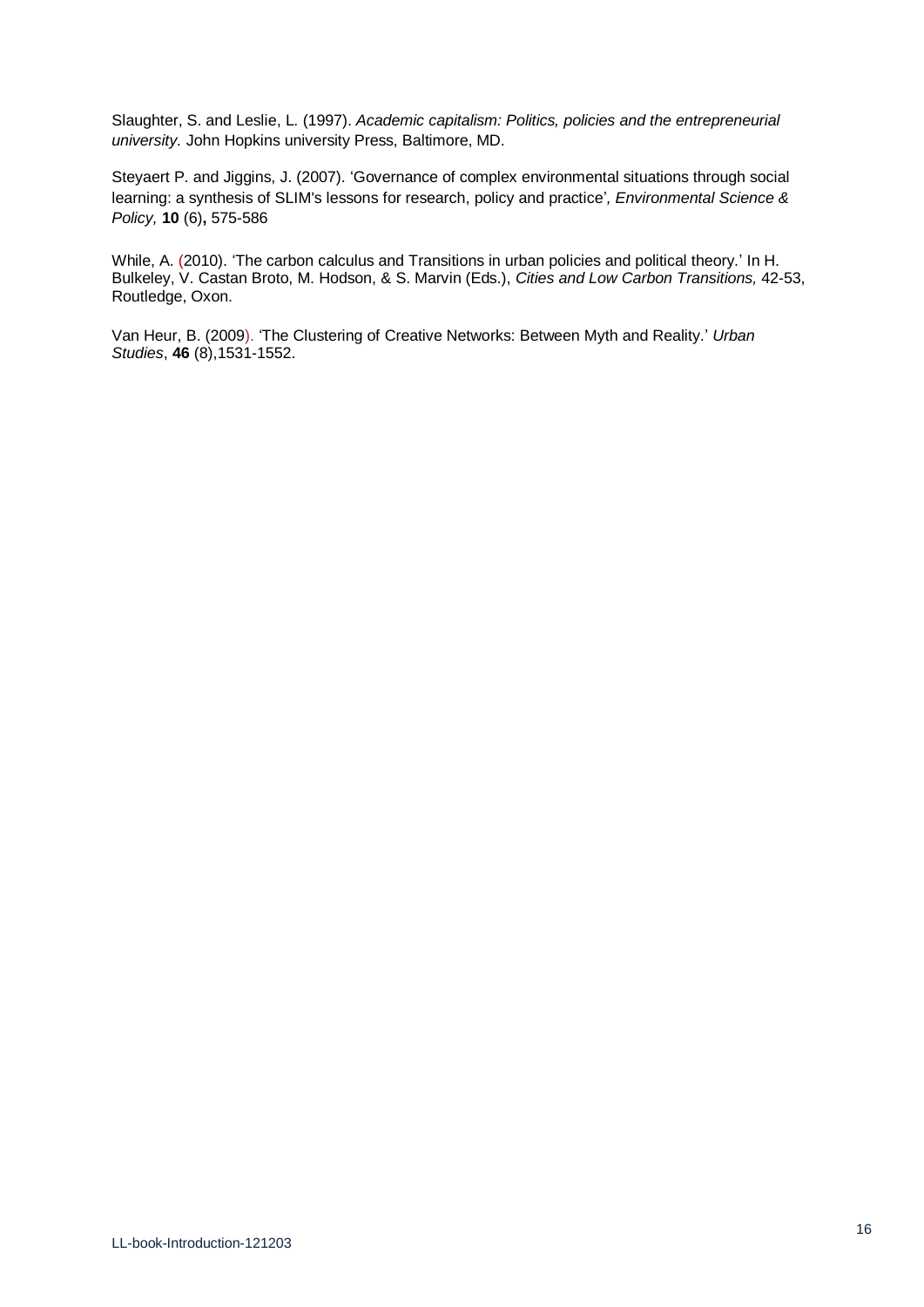Slaughter, S. and Leslie, L. (1997). *Academic capitalism: Politics, policies and the entrepreneurial university.* John Hopkins university Press, Baltimore, MD.

Steyaert P. and Jiggins, J. (2007). 'Governance of complex environmental situations through social learning: a synthesis of SLIM's lessons for research, policy and practice', *Environmental Science & Policy,* **10** (6)**,** 575-586

While, A. (2010). 'The carbon calculus and Transitions in urban policies and political theory.' In H. Bulkeley, V. Castan Broto, M. Hodson, & S. Marvin (Eds.), *Cities and Low Carbon Transitions,* 42-53, Routledge, Oxon.

Van Heur, B. (2009). 'The Clustering of Creative Networks: Between Myth and Reality.' *Urban Studies*, **46** (8),1531-1552.